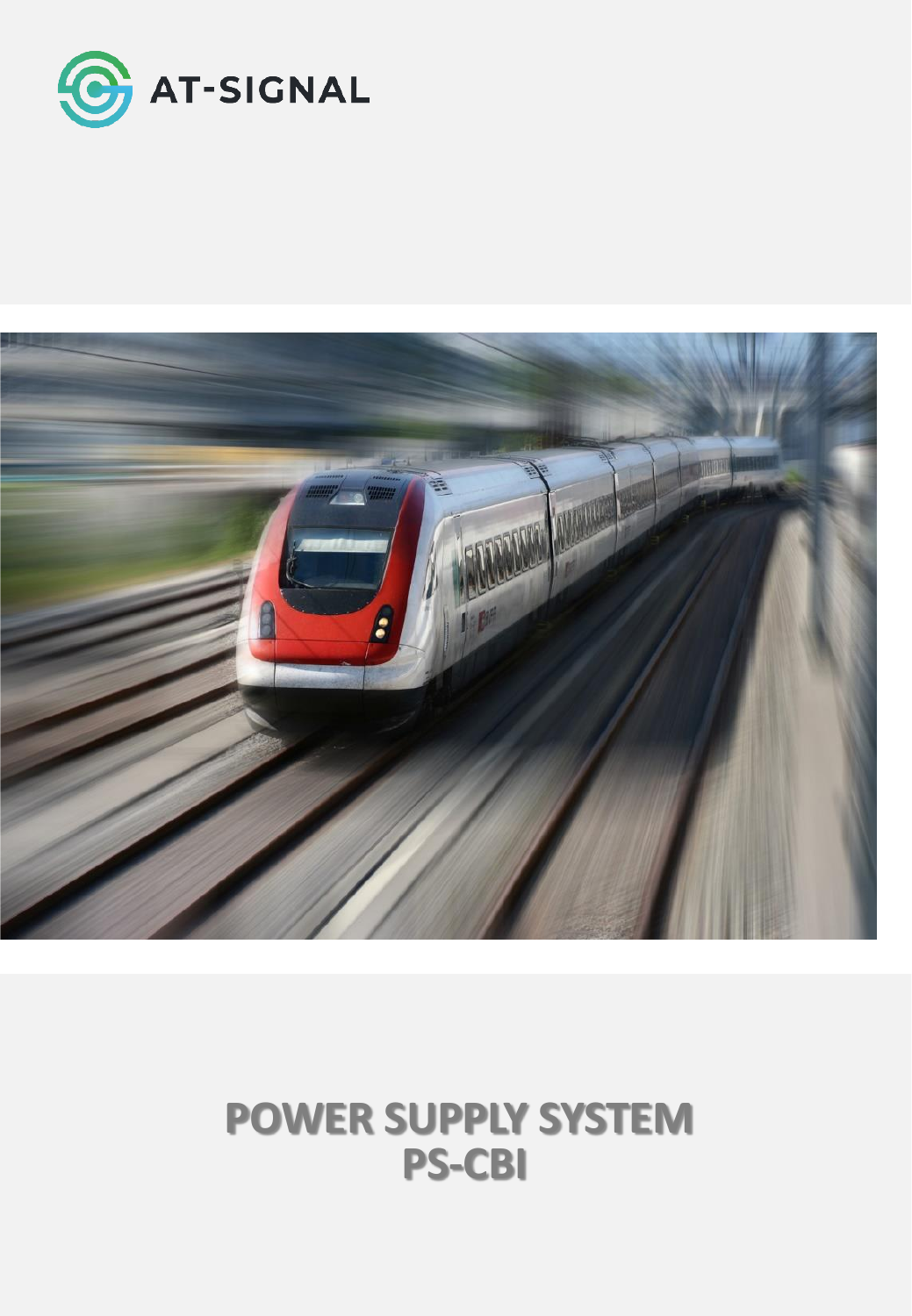AT-SIGNAL

# POWER SUPPLY SYSTEM
# PS-CBI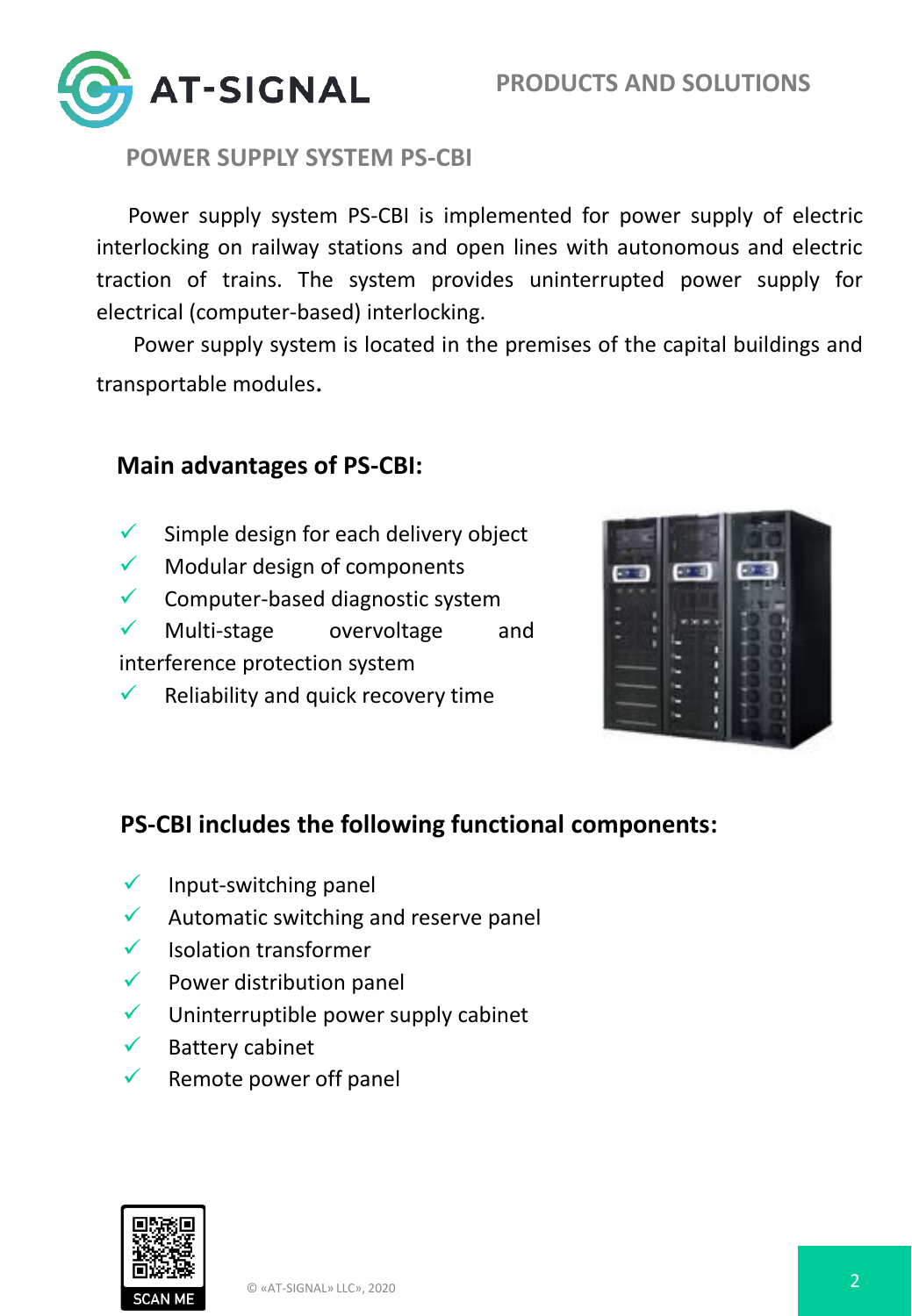## POWER SUPPLY SYSTEM PS-CBI

Power supply system PS-CBI is implemented for power supply of electric interlocking on railway stations and open lines with autonomous and electric traction of trains. The system provides uninterrupted power supply for electrical (computer-based) interlocking.

Power supply system is located in the premises of the capital buildings and transportable modules.

### Main advantages of PS-CBI:

- ✓ Simple design for each delivery object
- ✓ Modular design of components
- ✓ Computer-based diagnostic system
- ✓ Multi-stage overvoltage and interference protection system
- ✓ Reliability and quick recovery time

### PS-CBI includes the following functional components:

- ✓ Input-switching panel
- ✓ Automatic switching and reserve panel
- ✓ Isolation transformer
- ✓ Power distribution panel
- ✓ Uninterruptible power supply cabinet
- ✓ Battery cabinet
- ✓ Remote power off panel

SCAN ME

© «AT-SIGNAL» LLC», 2020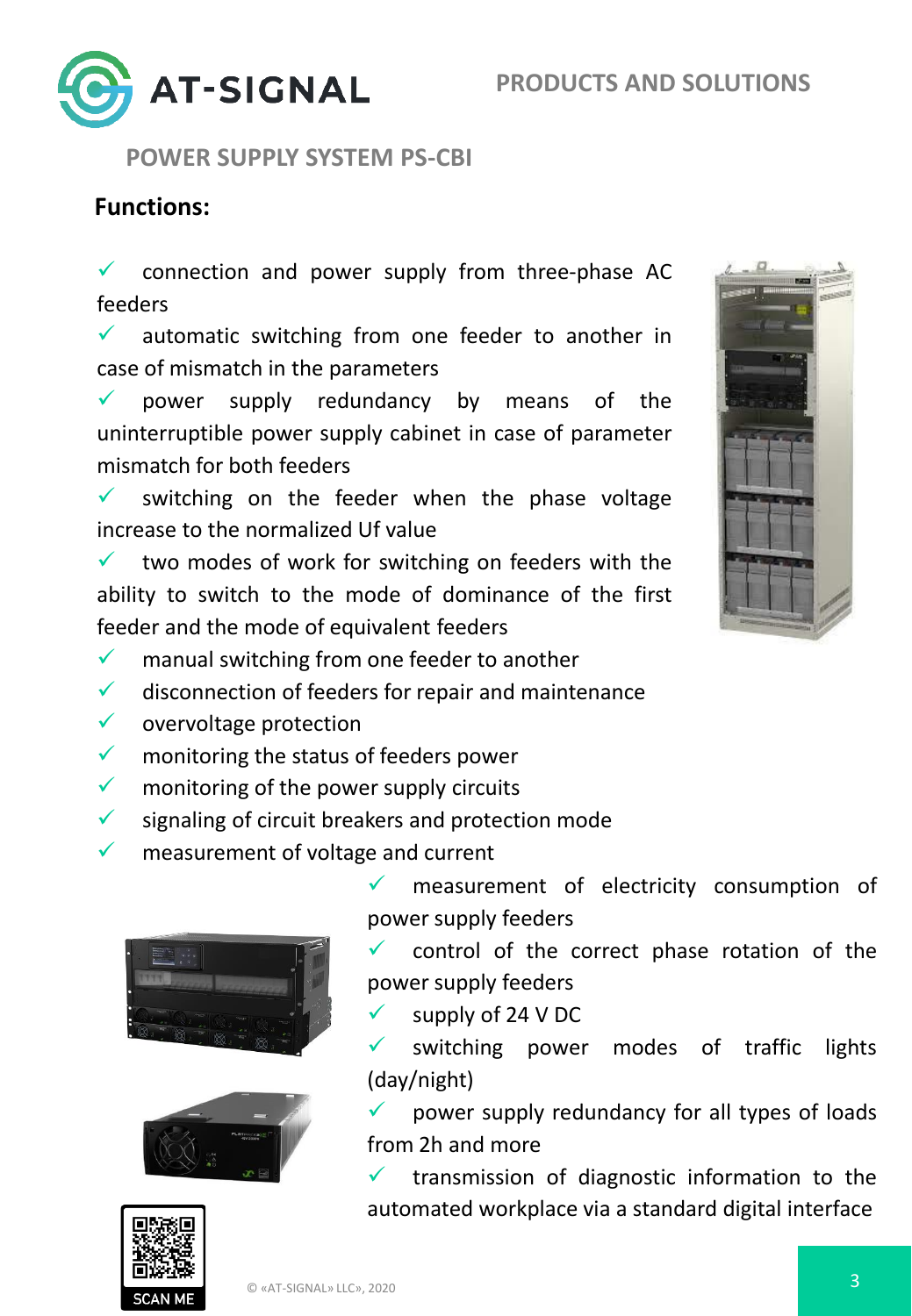PRODUCTS AND SOLUTIONS

## POWER SUPPLY SYSTEM PS-CBI

### Functions:

- ✓ connection and power supply from three-phase AC feeders
- ✓ automatic switching from one feeder to another in case of mismatch in the parameters
- ✓ power supply redundancy by means of the uninterruptible power supply cabinet in case of parameter mismatch for both feeders
- ✓ switching on the feeder when the phase voltage increase to the normalized Uf value
- ✓ two modes of work for switching on feeders with the ability to switch to the mode of dominance of the first feeder and the mode of equivalent feeders
- ✓ manual switching from one feeder to another
- ✓ disconnection of feeders for repair and maintenance
- ✓ overvoltage protection
- ✓ monitoring the status of feeders power
- ✓ monitoring of the power supply circuits
- ✓ signaling of circuit breakers and protection mode
- ✓ measurement of voltage and current
- ✓ measurement of electricity consumption of power supply feeders
- ✓ control of the correct phase rotation of the power supply feeders
- ✓ supply of 24 V DC
- ✓ switching power modes of traffic lights (day/night)
- ✓ power supply redundancy for all types of loads from 2h and more
- ✓ transmission of diagnostic information to the automated workplace via a standard digital interface

SCAN ME

© «AT-SIGNAL» LLC», 2020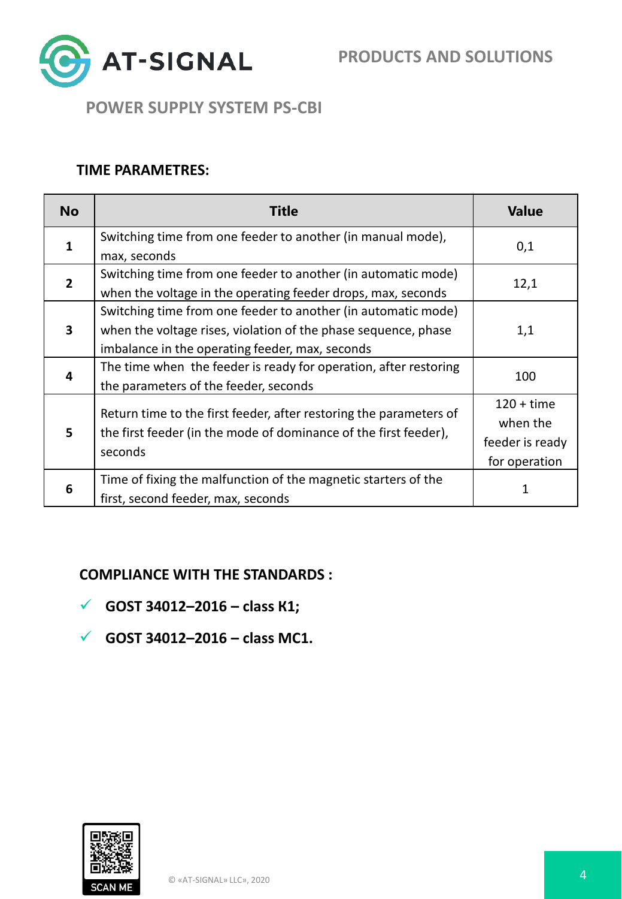# POWER SUPPLY SYSTEM PS-CBI

## TIME PARAMETRES:

| No | Title | Value |
|---|---|---|
| 1 | Switching time from one feeder to another (in manual mode), max, seconds | 0,1 |
| 2 | Switching time from one feeder to another (in automatic mode) when the voltage in the operating feeder drops, max, seconds | 12,1 |
| 3 | Switching time from one feeder to another (in automatic mode) when the voltage rises, violation of the phase sequence, phase imbalance in the operating feeder, max, seconds | 1,1 |
| 4 | The time when the feeder is ready for operation, after restoring the parameters of the feeder, seconds | 100 |
| 5 | Return time to the first feeder, after restoring the parameters of the first feeder (in the mode of dominance of the first feeder), seconds | 120 + time when the feeder is ready for operation |
| 6 | Time of fixing the malfunction of the magnetic starters of the first, second feeder, max, seconds | 1 |

## COMPLIANCE WITH THE STANDARDS :

- ✓ **GOST 34012–2016 – class K1;**
- ✓ **GOST 34012–2016 – class MC1.**

SCAN ME

© «AT-SIGNAL» LLC», 2020